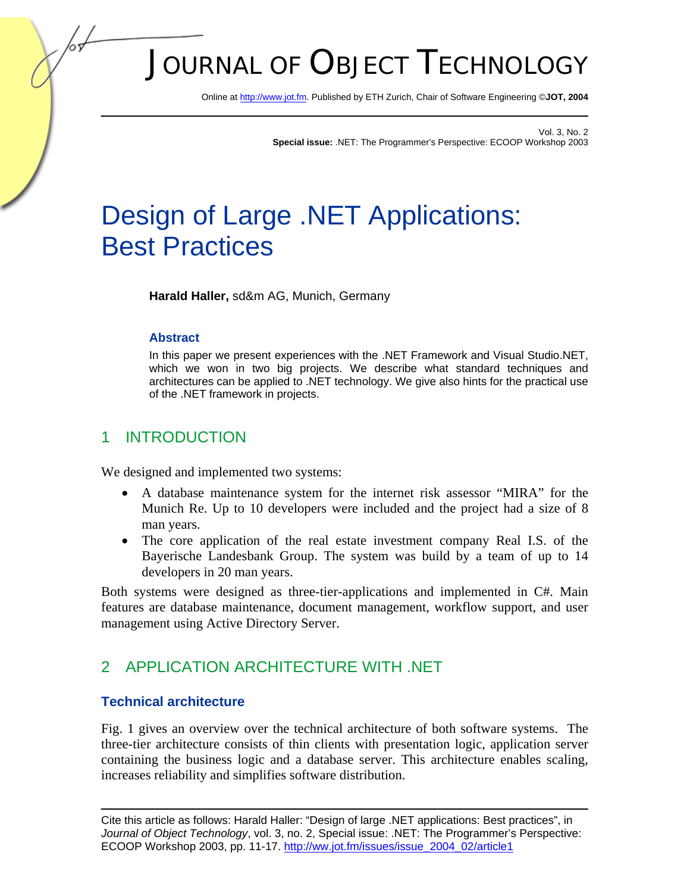# Design of Large .NET Applications: Best Practices

**Harald Haller,** sd&m AG, Munich, Germany

### Abstract

In this paper we present experiences with the .NET Framework and Visual Studio.NET, which we won in two big projects. We describe what standard techniques and architectures can be applied to .NET technology. We give also hints for the practical use of the .NET framework in projects.

## 1 INTRODUCTION

We designed and implemented two systems:

- A database maintenance system for the internet risk assessor "MIRA" for the Munich Re. Up to 10 developers were included and the project had a size of 8 man years.
- The core application of the real estate investment company Real I.S. of the Bayerische Landesbank Group. The system was build by a team of up to 14 developers in 20 man years.

Both systems were designed as three-tier-applications and implemented in C#. Main features are database maintenance, document management, workflow support, and user management using Active Directory Server.

## 2 APPLICATION ARCHITECTURE WITH .NET

### Technical architecture

Fig. 1 gives an overview over the technical architecture of both software systems. The three-tier architecture consists of thin clients with presentation logic, application server containing the business logic and a database server. This architecture enables scaling, increases reliability and simplifies software distribution.

Cite this article as follows: Harald Haller: "Design of large .NET applications: Best practices", in *Journal of Object Technology*, vol. 3, no. 2, Special issue: .NET: The Programmer's Perspective: ECOOP Workshop 2003, pp. 11-17. http://ww.jot.fm/issues/issue_2004_02/article1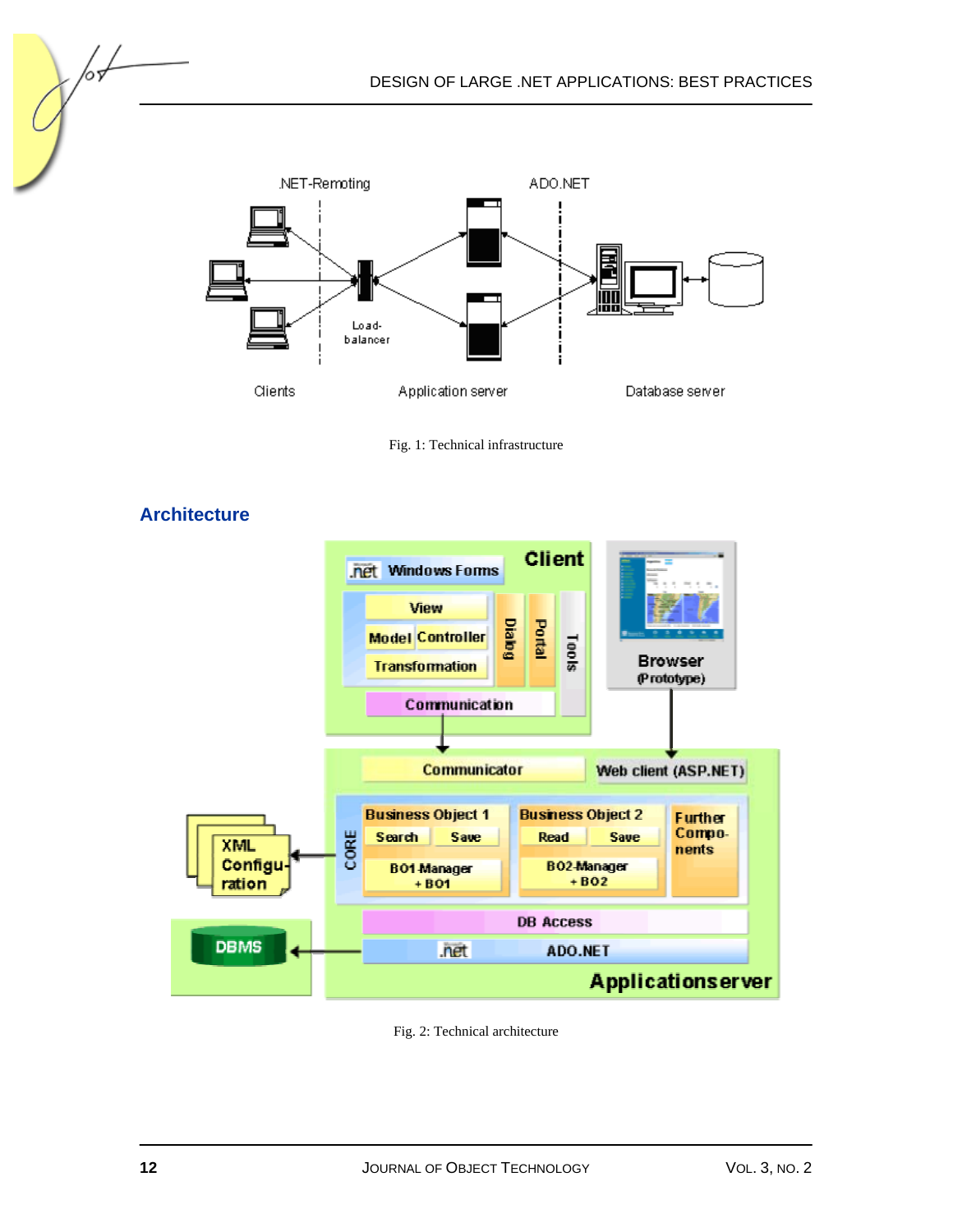Fig. 1: Technical infrastructure

## Architecture

Fig. 2: Technical architecture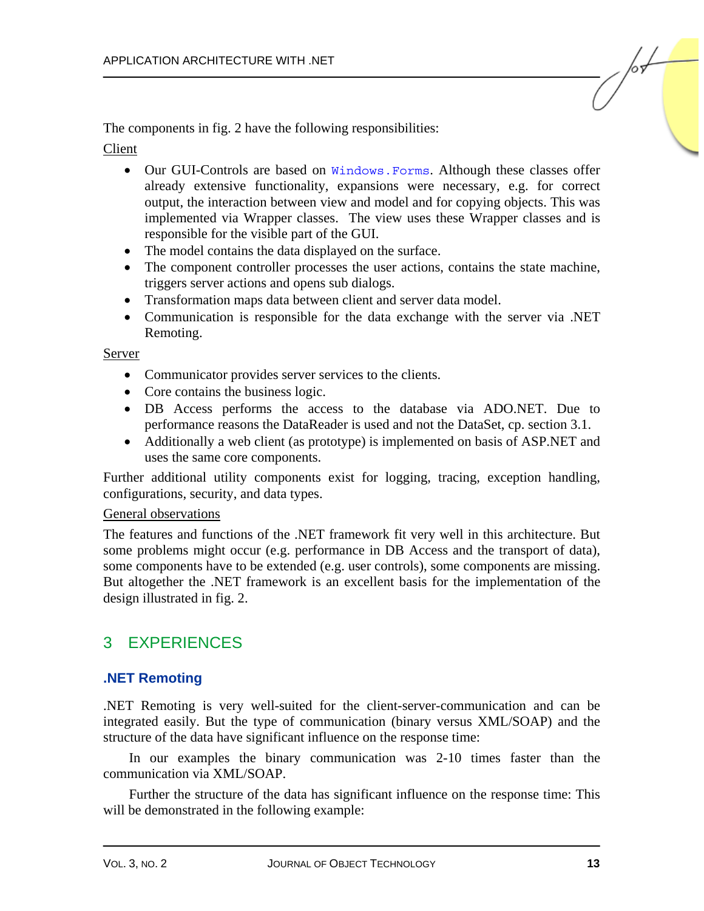The components in fig. 2 have the following responsibilities:

Client

- Our GUI-Controls are based on `Windows.Forms`. Although these classes offer already extensive functionality, expansions were necessary, e.g. for correct output, the interaction between view and model and for copying objects. This was implemented via Wrapper classes. The view uses these Wrapper classes and is responsible for the visible part of the GUI.
- The model contains the data displayed on the surface.
- The component controller processes the user actions, contains the state machine, triggers server actions and opens sub dialogs.
- Transformation maps data between client and server data model.
- Communication is responsible for the data exchange with the server via .NET Remoting.

Server

- Communicator provides server services to the clients.
- Core contains the business logic.
- DB Access performs the access to the database via ADO.NET. Due to performance reasons the DataReader is used and not the DataSet, cp. section 3.1.
- Additionally a web client (as prototype) is implemented on basis of ASP.NET and uses the same core components.

Further additional utility components exist for logging, tracing, exception handling, configurations, security, and data types.

General observations

The features and functions of the .NET framework fit very well in this architecture. But some problems might occur (e.g. performance in DB Access and the transport of data), some components have to be extended (e.g. user controls), some components are missing. But altogether the .NET framework is an excellent basis for the implementation of the design illustrated in fig. 2.

## 3 EXPERIENCES

### .NET Remoting

.NET Remoting is very well-suited for the client-server-communication and can be integrated easily. But the type of communication (binary versus XML/SOAP) and the structure of the data have significant influence on the response time:

In our examples the binary communication was 2-10 times faster than the communication via XML/SOAP.

Further the structure of the data has significant influence on the response time: This will be demonstrated in the following example: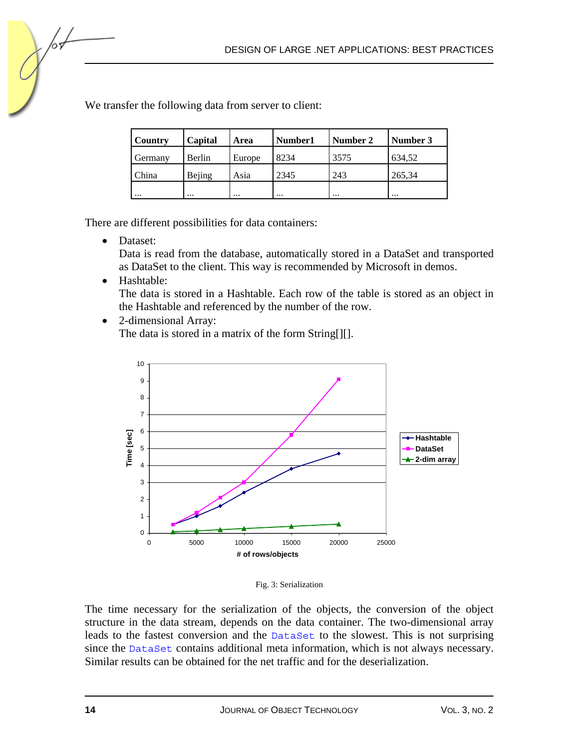We transfer the following data from server to client:

| Country | Capital | Area | Number1 | Number 2 | Number 3 |
|---|---|---|---|---|---|
| Germany | Berlin | Europe | 8234 | 3575 | 634,52 |
| China | Bejing | Asia | 2345 | 243 | 265,34 |
| ... | ... | ... | ... | ... | ... |

There are different possibilities for data containers:

- Dataset:
  Data is read from the database, automatically stored in a DataSet and transported as DataSet to the client. This way is recommended by Microsoft in demos.
- Hashtable:
  The data is stored in a Hashtable. Each row of the table is stored as an object in the Hashtable and referenced by the number of the row.
- 2-dimensional Array:
  The data is stored in a matrix of the form String[][].

Fig. 3: Serialization

The time necessary for the serialization of the objects, the conversion of the object structure in the data stream, depends on the data container. The two-dimensional array leads to the fastest conversion and the `DataSet` to the slowest. This is not surprising since the `DataSet` contains additional meta information, which is not always necessary. Similar results can be obtained for the net traffic and for the deserialization.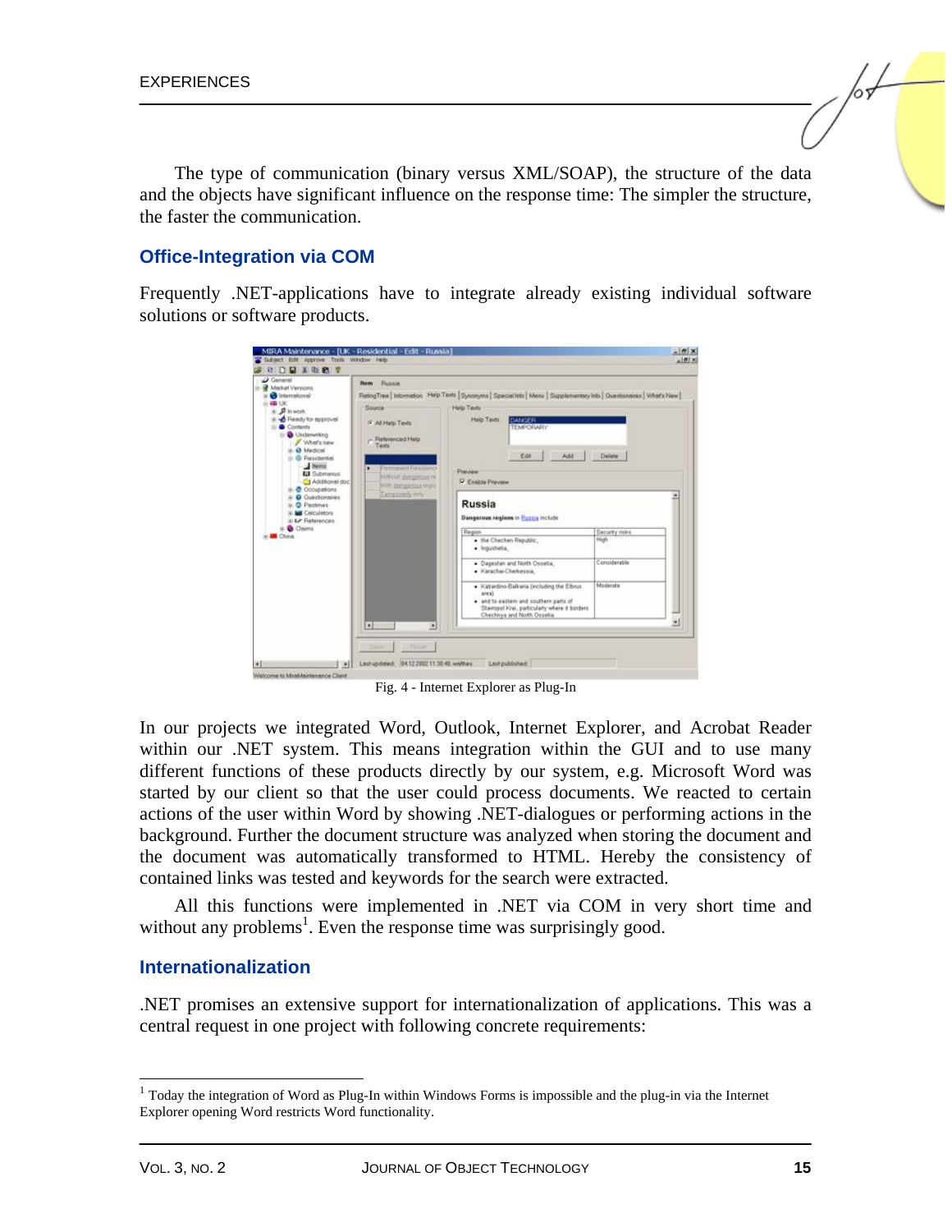The type of communication (binary versus XML/SOAP), the structure of the data and the objects have significant influence on the response time: The simpler the structure, the faster the communication.

## Office-Integration via COM

Frequently .NET-applications have to integrate already existing individual software solutions or software products.

Fig. 4 - Internet Explorer as Plug-In

In our projects we integrated Word, Outlook, Internet Explorer, and Acrobat Reader within our .NET system. This means integration within the GUI and to use many different functions of these products directly by our system, e.g. Microsoft Word was started by our client so that the user could process documents. We reacted to certain actions of the user within Word by showing .NET-dialogues or performing actions in the background. Further the document structure was analyzed when storing the document and the document was automatically transformed to HTML. Hereby the consistency of contained links was tested and keywords for the search were extracted.

All this functions were implemented in .NET via COM in very short time and without any problems[1]. Even the response time was surprisingly good.

## Internationalization

.NET promises an extensive support for internationalization of applications. This was a central request in one project with following concrete requirements:

[1] Today the integration of Word as Plug-In within Windows Forms is impossible and the plug-in via the Internet Explorer opening Word restricts Word functionality.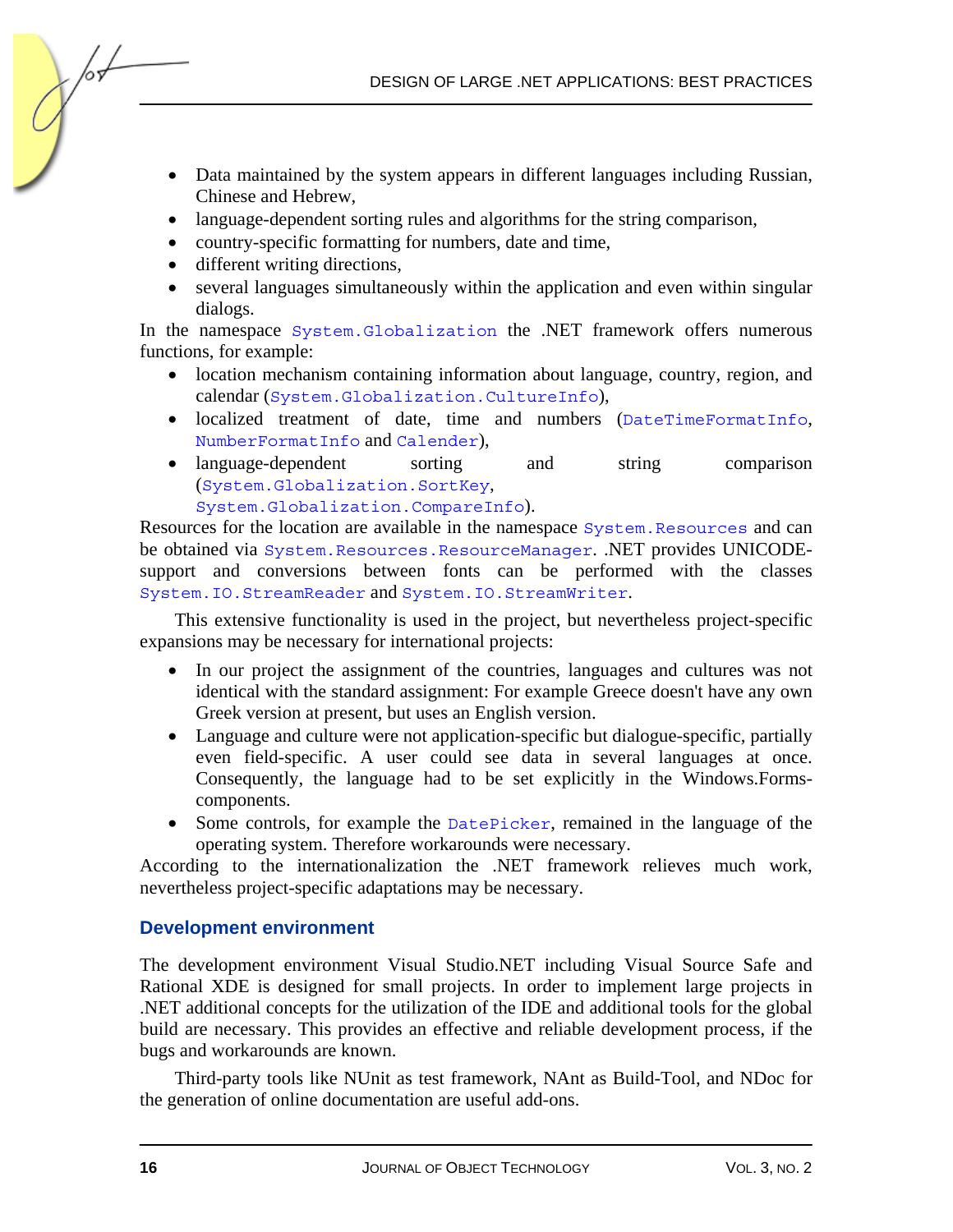- Data maintained by the system appears in different languages including Russian, Chinese and Hebrew,
- language-dependent sorting rules and algorithms for the string comparison,
- country-specific formatting for numbers, date and time,
- different writing directions,
- several languages simultaneously within the application and even within singular dialogs.

In the namespace `System.Globalization` the .NET framework offers numerous functions, for example:

- location mechanism containing information about language, country, region, and calendar (`System.Globalization.CultureInfo`),
- localized treatment of date, time and numbers (`DateTimeFormatInfo`, `NumberFormatInfo` and `Calender`),
- language-dependent sorting and string comparison (`System.Globalization.SortKey`, `System.Globalization.CompareInfo`).

Resources for the location are available in the namespace `System.Resources` and can be obtained via `System.Resources.ResourceManager`. .NET provides UNICODE-support and conversions between fonts can be performed with the classes `System.IO.StreamReader` and `System.IO.StreamWriter`.

This extensive functionality is used in the project, but nevertheless project-specific expansions may be necessary for international projects:

- In our project the assignment of the countries, languages and cultures was not identical with the standard assignment: For example Greece doesn't have any own Greek version at present, but uses an English version.
- Language and culture were not application-specific but dialogue-specific, partially even field-specific. A user could see data in several languages at once. Consequently, the language had to be set explicitly in the Windows.Forms-components.
- Some controls, for example the `DatePicker`, remained in the language of the operating system. Therefore workarounds were necessary.

According to the internationalization the .NET framework relieves much work, nevertheless project-specific adaptations may be necessary.

## Development environment

The development environment Visual Studio.NET including Visual Source Safe and Rational XDE is designed for small projects. In order to implement large projects in .NET additional concepts for the utilization of the IDE and additional tools for the global build are necessary. This provides an effective and reliable development process, if the bugs and workarounds are known.

Third-party tools like NUnit as test framework, NAnt as Build-Tool, and NDoc for the generation of online documentation are useful add-ons.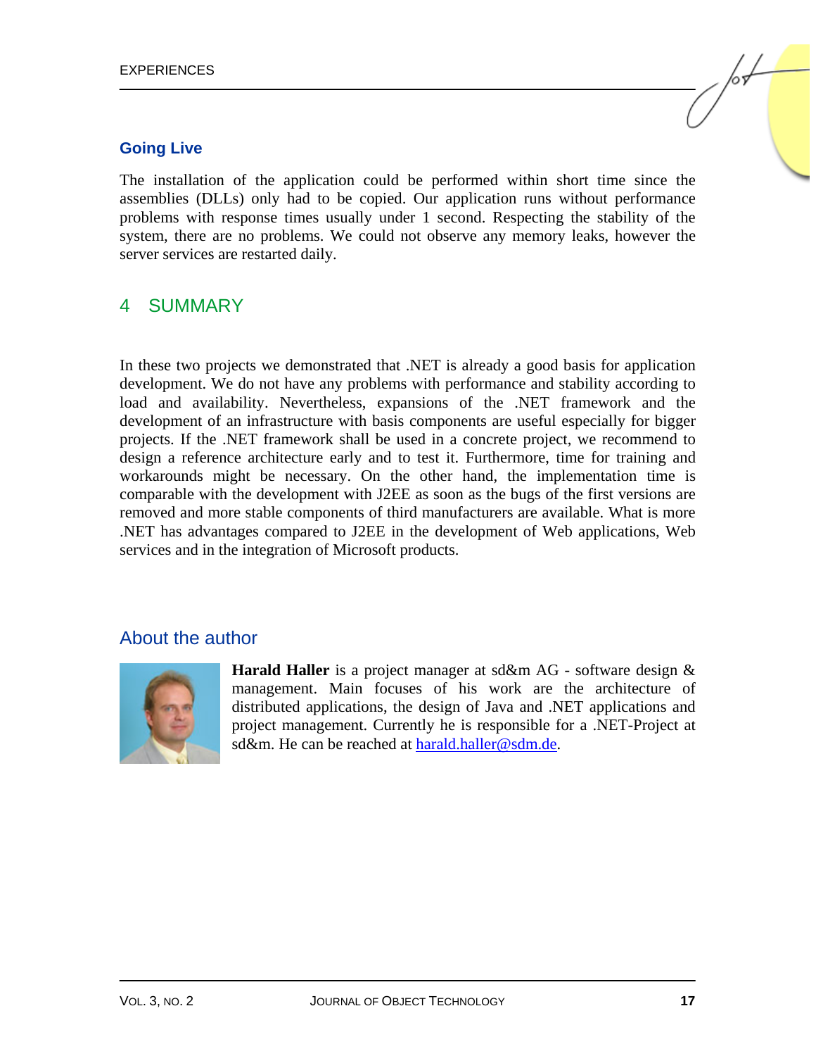### Going Live

The installation of the application could be performed within short time since the assemblies (DLLs) only had to be copied. Our application runs without performance problems with response times usually under 1 second. Respecting the stability of the system, there are no problems. We could not observe any memory leaks, however the server services are restarted daily.

## 4 SUMMARY

In these two projects we demonstrated that .NET is already a good basis for application development. We do not have any problems with performance and stability according to load and availability. Nevertheless, expansions of the .NET framework and the development of an infrastructure with basis components are useful especially for bigger projects. If the .NET framework shall be used in a concrete project, we recommend to design a reference architecture early and to test it. Furthermore, time for training and workarounds might be necessary. On the other hand, the implementation time is comparable with the development with J2EE as soon as the bugs of the first versions are removed and more stable components of third manufacturers are available. What is more .NET has advantages compared to J2EE in the development of Web applications, Web services and in the integration of Microsoft products.

## About the author

**Harald Haller** is a project manager at sd&m AG - software design & management. Main focuses of his work are the architecture of distributed applications, the design of Java and .NET applications and project management. Currently he is responsible for a .NET-Project at sd&m. He can be reached at harald.haller@sdm.de.